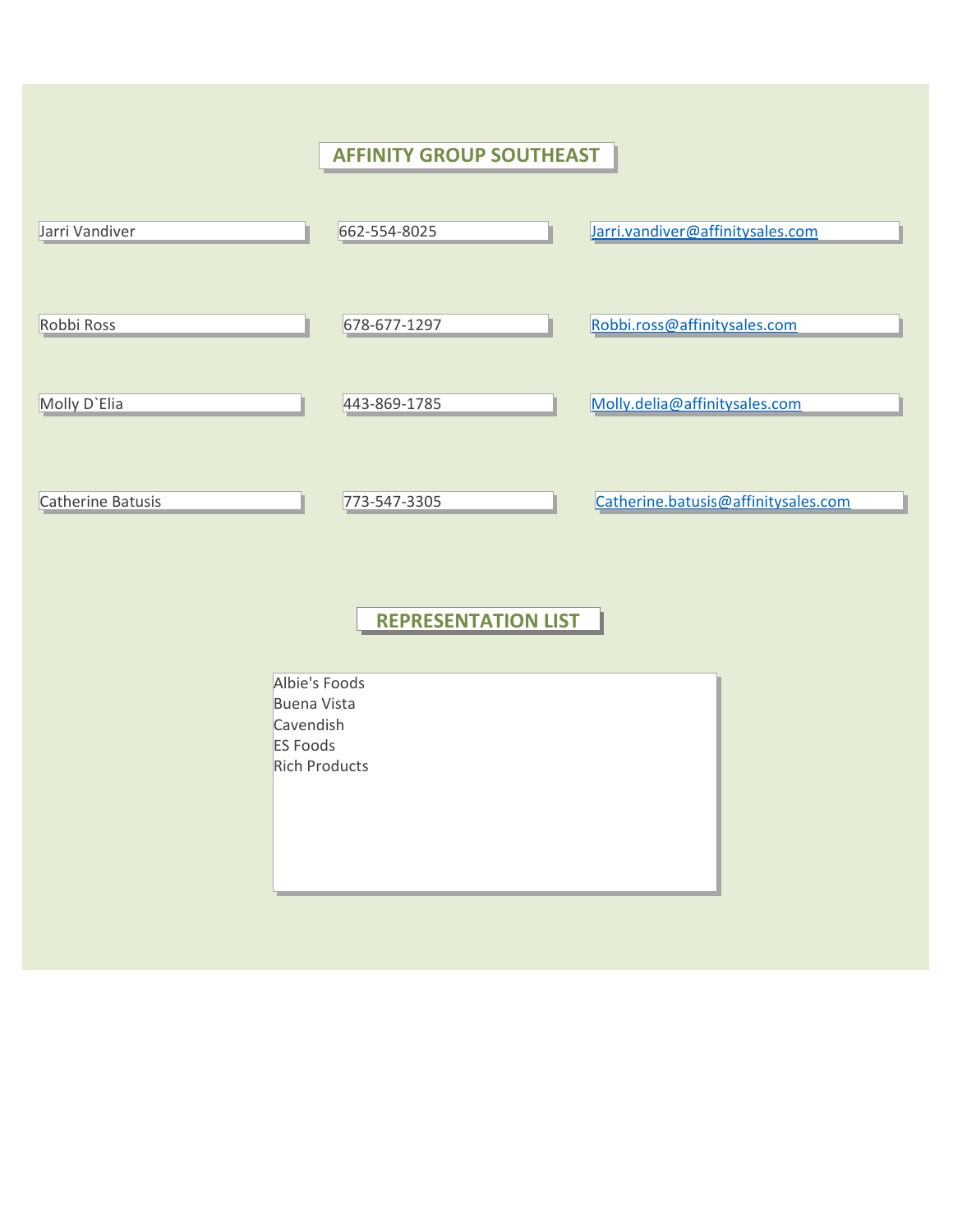# AFFINITY GROUP SOUTHEAST

| | | |
|---|---|---|
| Jarri Vandiver | 662-554-8025 | Jarri.vandiver@affinitysales.com |
| Robbi Ross | 678-677-1297 | Robbi.ross@affinitysales.com |
| Molly D`Elia | 443-869-1785 | Molly.delia@affinitysales.com |
| Catherine Batusis | 773-547-3305 | Catherine.batusis@affinitysales.com |

## REPRESENTATION LIST

Albie's Foods
Buena Vista
Cavendish
ES Foods
Rich Products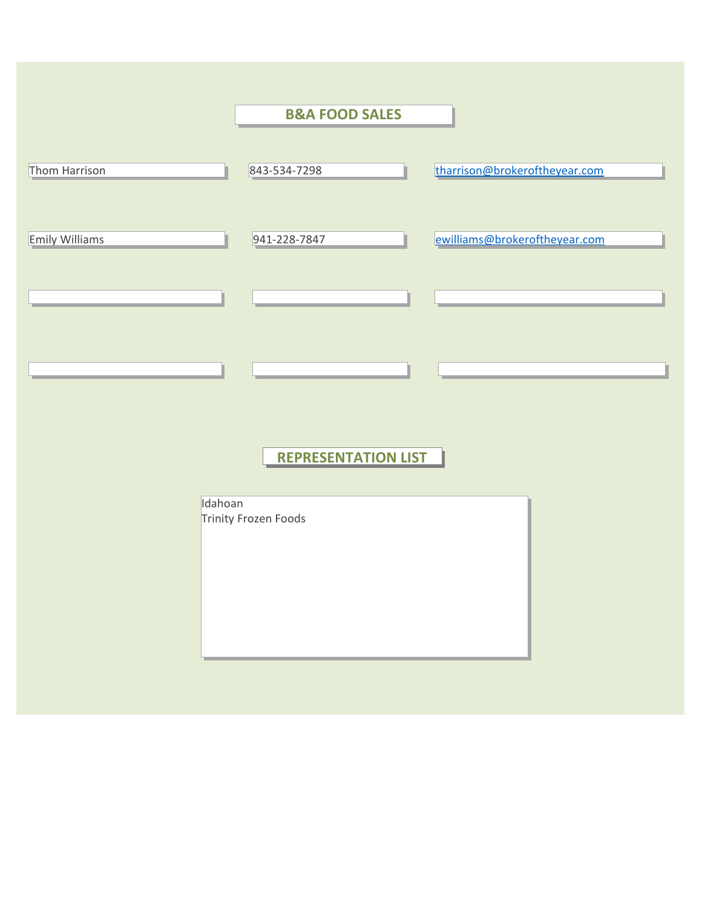# B&A FOOD SALES

| | | |
|---|---|---|
| Thom Harrison | 843-534-7298 | tharrison@brokeroftheyear.com |
| Emily Williams | 941-228-7847 | ewilliams@brokeroftheyear.com |
| | | |
| | | |

## REPRESENTATION LIST

Idahoan
Trinity Frozen Foods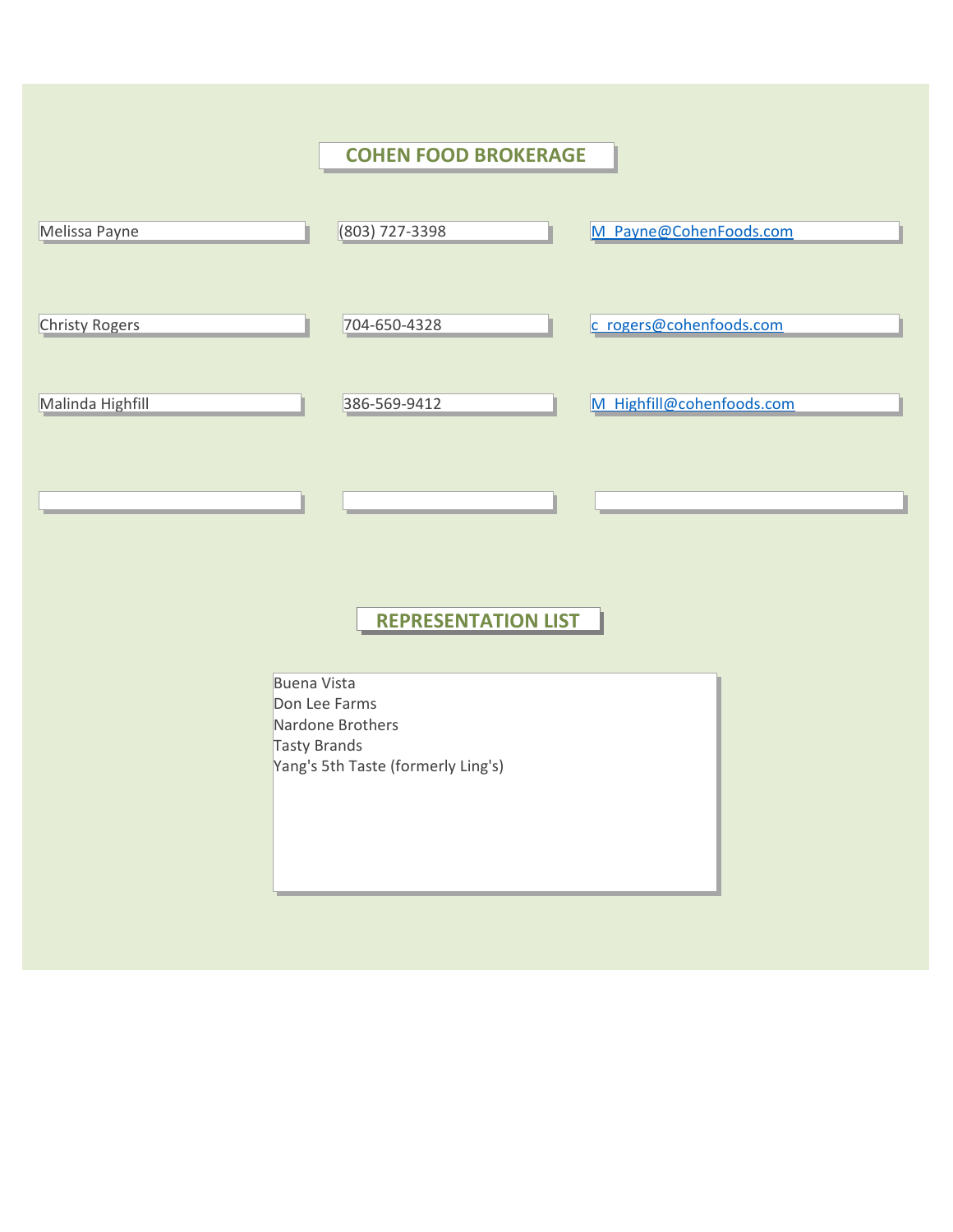## COHEN FOOD BROKERAGE

| | | |
|---|---|---|
| Melissa Payne | (803) 727-3398 | M_Payne@CohenFoods.com |
| Christy Rogers | 704-650-4328 | c_rogers@cohenfoods.com |
| Malinda Highfill | 386-569-9412 | M_Highfill@cohenfoods.com |
| | | |

## REPRESENTATION LIST

Buena Vista
Don Lee Farms
Nardone Brothers
Tasty Brands
Yang's 5th Taste (formerly Ling's)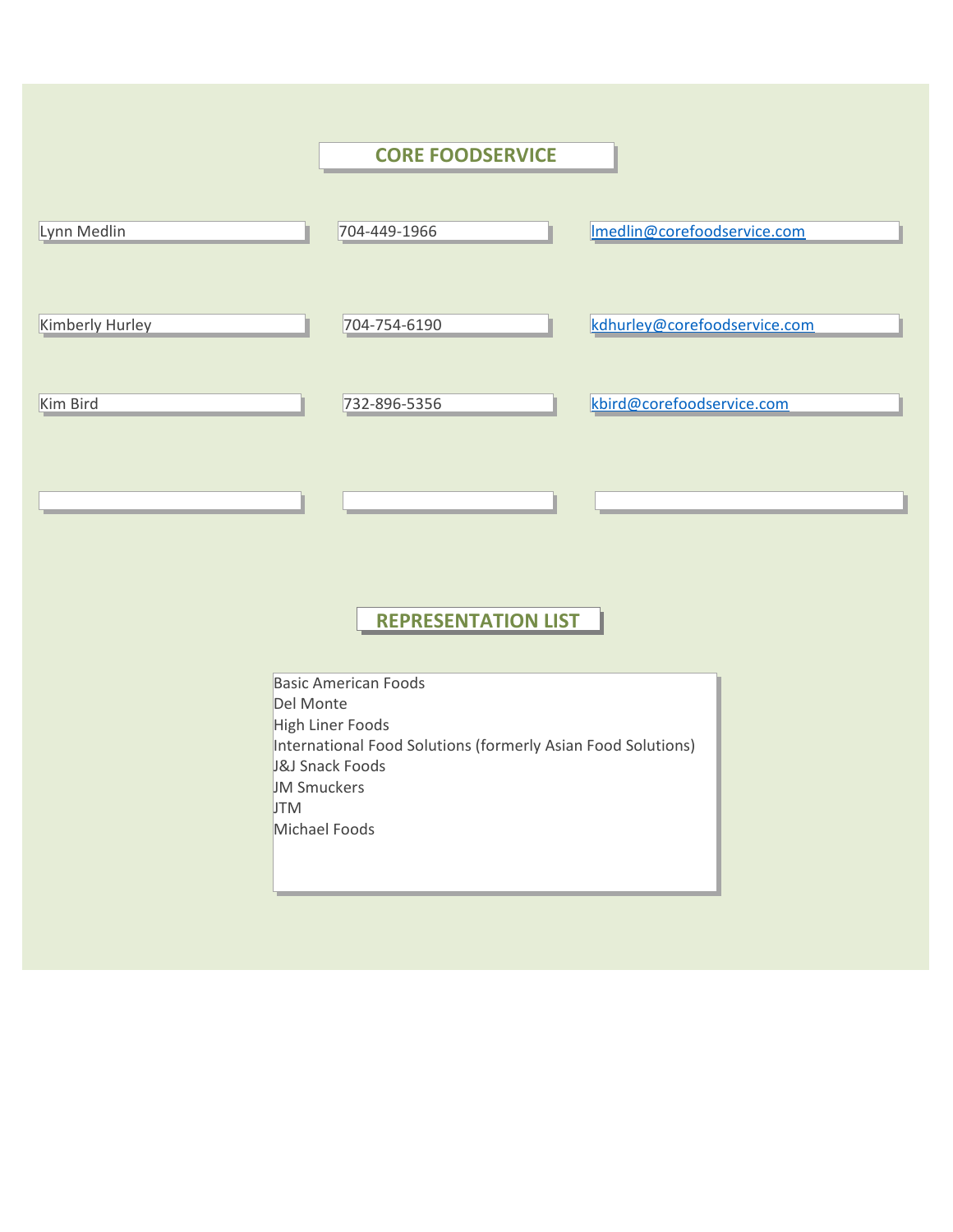## CORE FOODSERVICE

| | | |
|---|---|---|
| Lynn Medlin | 704-449-1966 | lmedlin@corefoodservice.com |
| Kimberly Hurley | 704-754-6190 | kdhurley@corefoodservice.com |
| Kim Bird | 732-896-5356 | kbird@corefoodservice.com |
| | | |

## REPRESENTATION LIST

Basic American Foods
Del Monte
High Liner Foods
International Food Solutions (formerly Asian Food Solutions)
J&J Snack Foods
JM Smuckers
JTM
Michael Foods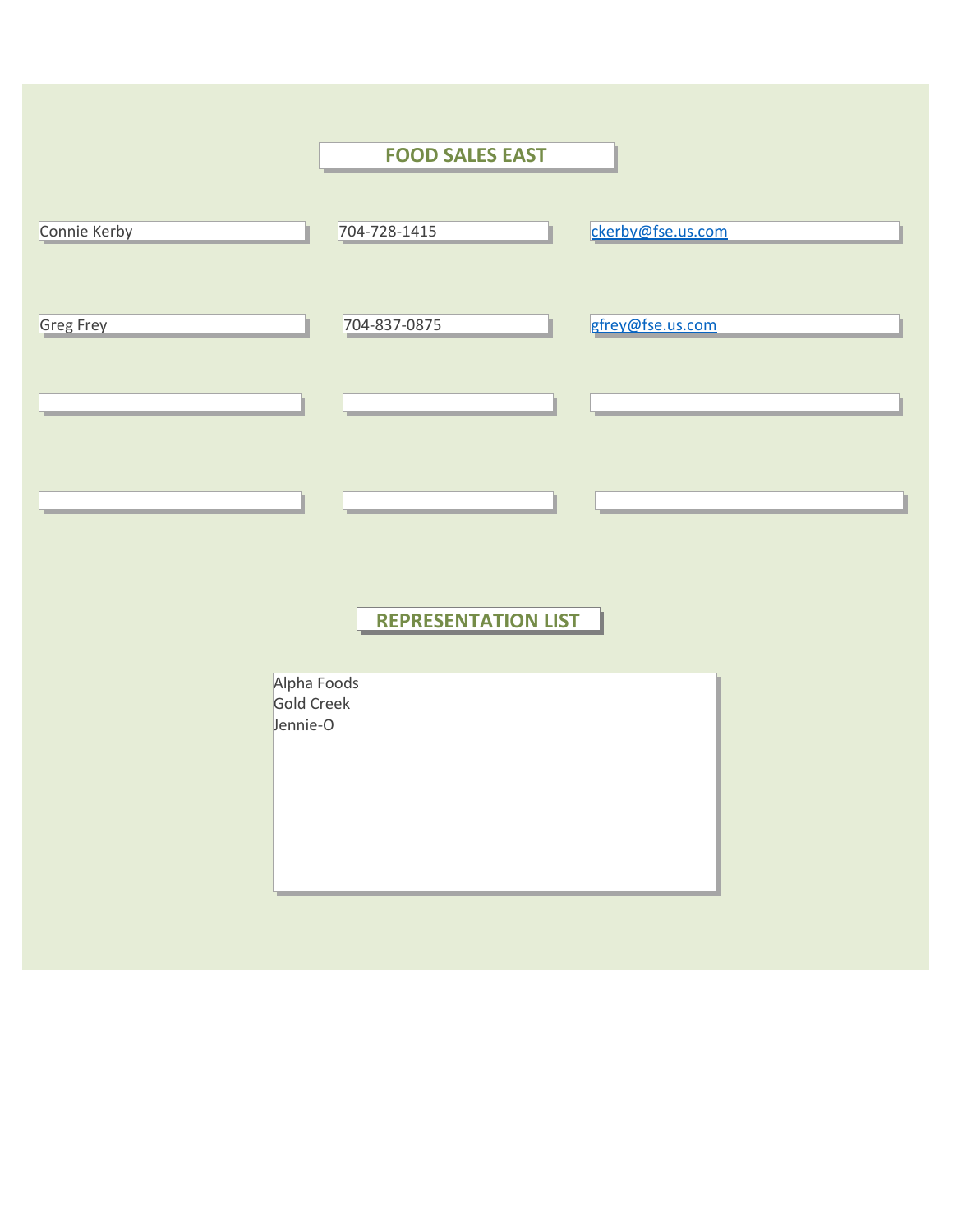# FOOD SALES EAST

| | | |
|---|---|---|
| Connie Kerby | 704-728-1415 | ckerby@fse.us.com |
| Greg Frey | 704-837-0875 | gfrey@fse.us.com |
| | | |
| | | |

## REPRESENTATION LIST

Alpha Foods
Gold Creek
Jennie-O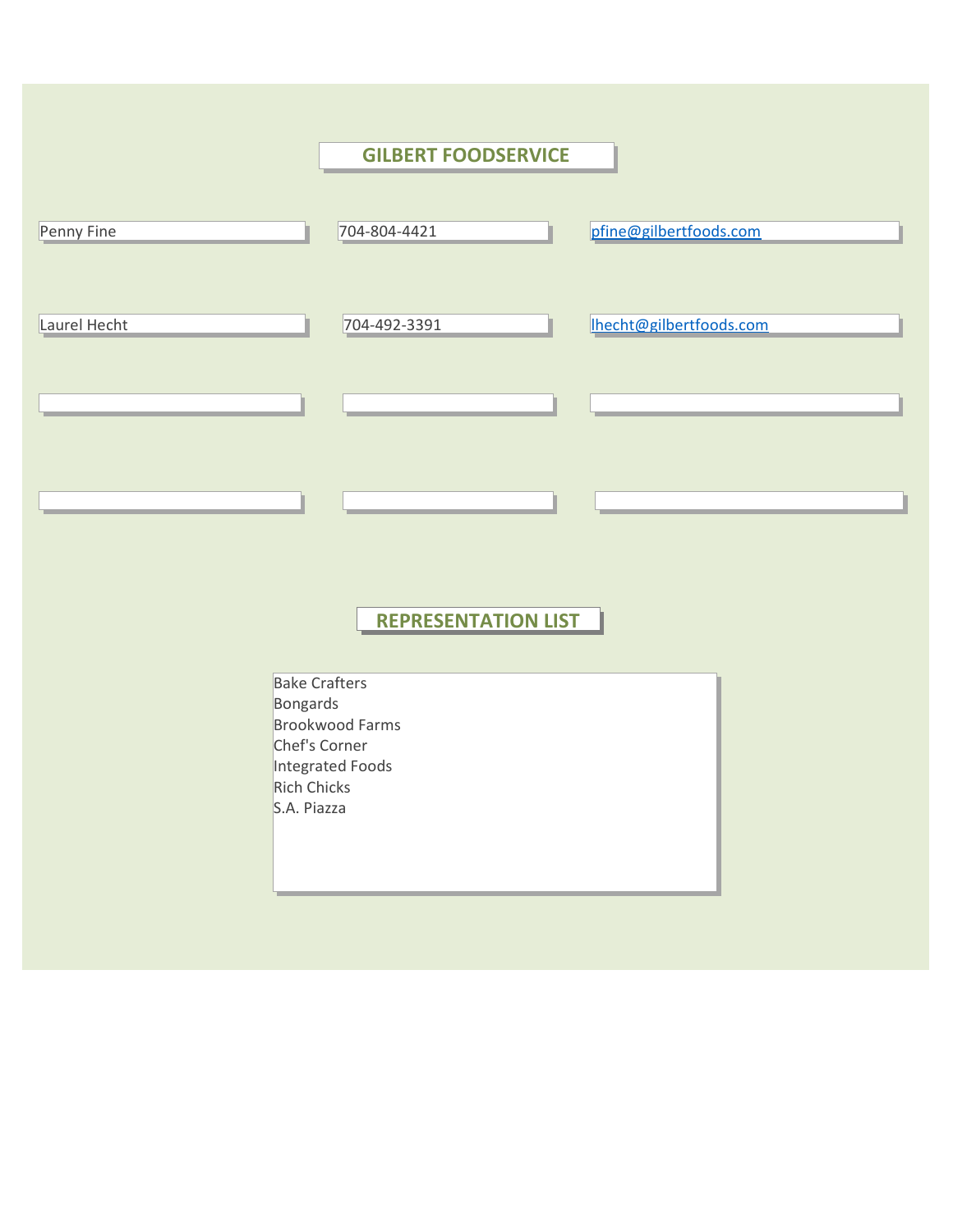## GILBERT FOODSERVICE

| | | |
|---|---|---|
| Penny Fine | 704-804-4421 | pfine@gilbertfoods.com |
| Laurel Hecht | 704-492-3391 | lhecht@gilbertfoods.com |
| | | |
| | | |

## REPRESENTATION LIST

Bake Crafters
Bongards
Brookwood Farms
Chef's Corner
Integrated Foods
Rich Chicks
S.A. Piazza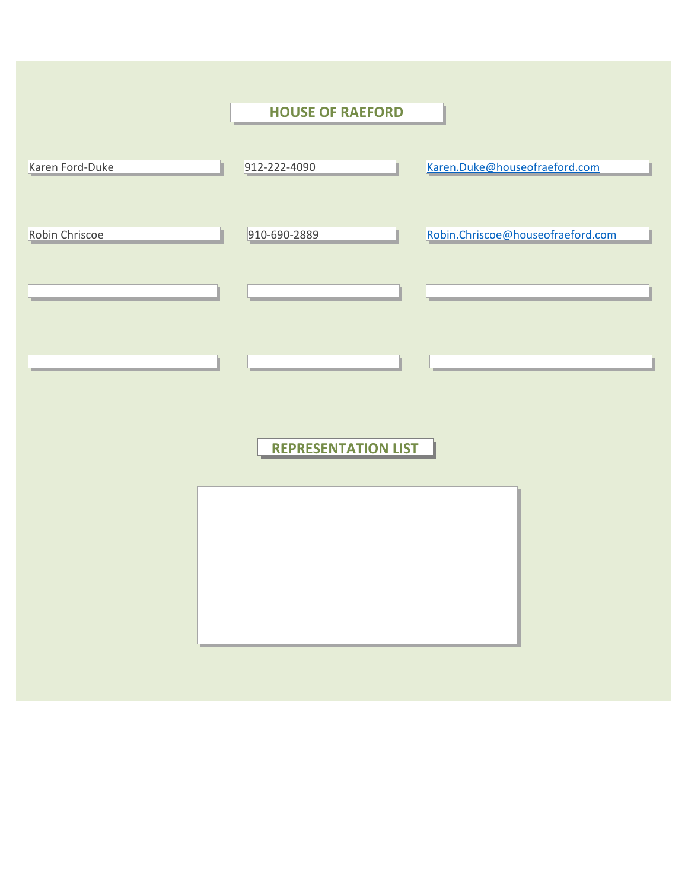## HOUSE OF RAEFORD

| | | |
|---|---|---|
| Karen Ford-Duke | 912-222-4090 | Karen.Duke@houseofraeford.com |
| Robin Chriscoe | 910-690-2889 | Robin.Chriscoe@houseofraeford.com |
| | | |
| | | |

## REPRESENTATION LIST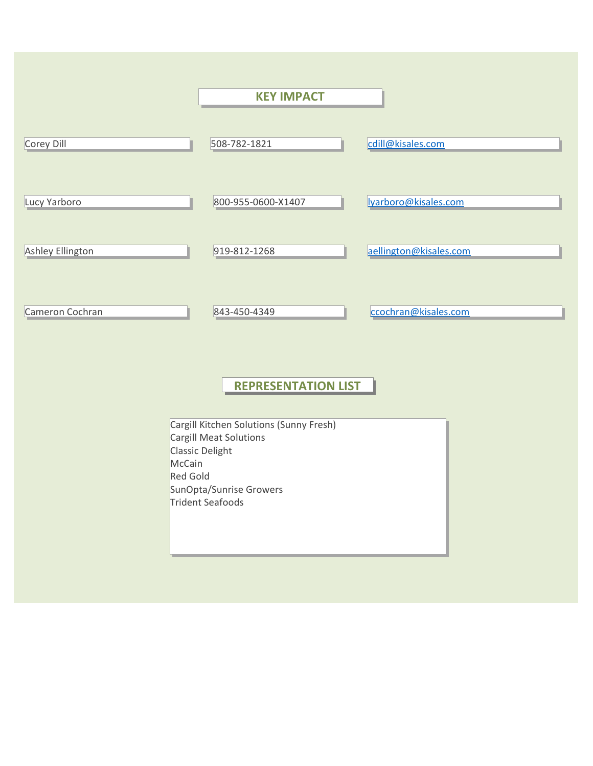## KEY IMPACT

| | | |
|---|---|---|
| Corey Dill | 508-782-1821 | cdill@kisales.com |
| Lucy Yarboro | 800-955-0600-X1407 | lyarboro@kisales.com |
| Ashley Ellington | 919-812-1268 | aellington@kisales.com |
| Cameron Cochran | 843-450-4349 | ccochran@kisales.com |

## REPRESENTATION LIST

Cargill Kitchen Solutions (Sunny Fresh)
Cargill Meat Solutions
Classic Delight
McCain
Red Gold
SunOpta/Sunrise Growers
Trident Seafoods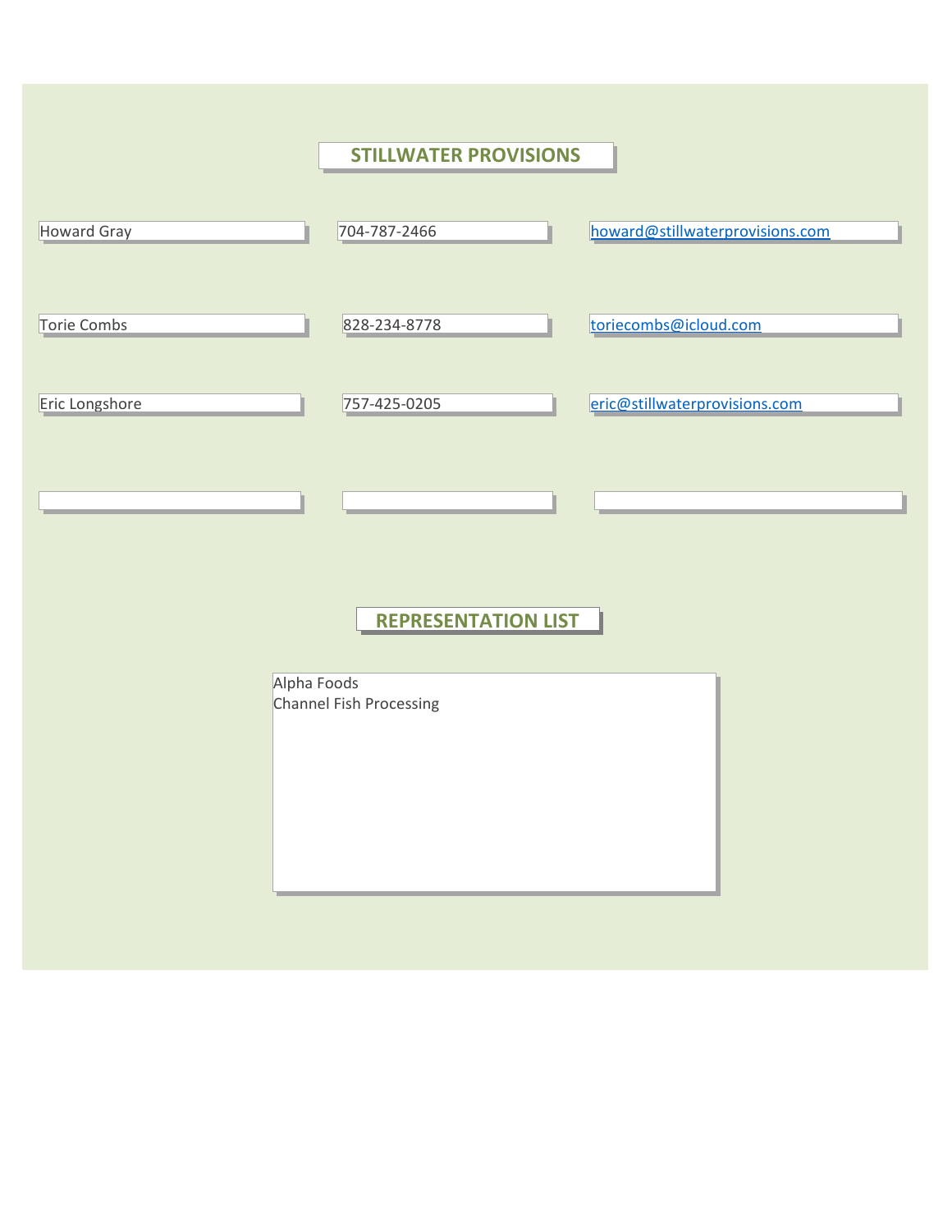## STILLWATER PROVISIONS

| | | |
|---|---|---|
| Howard Gray | 704-787-2466 | howard@stillwaterprovisions.com |
| Torie Combs | 828-234-8778 | toriecombs@icloud.com |
| Eric Longshore | 757-425-0205 | eric@stillwaterprovisions.com |
| | | |

## REPRESENTATION LIST

Alpha Foods
Channel Fish Processing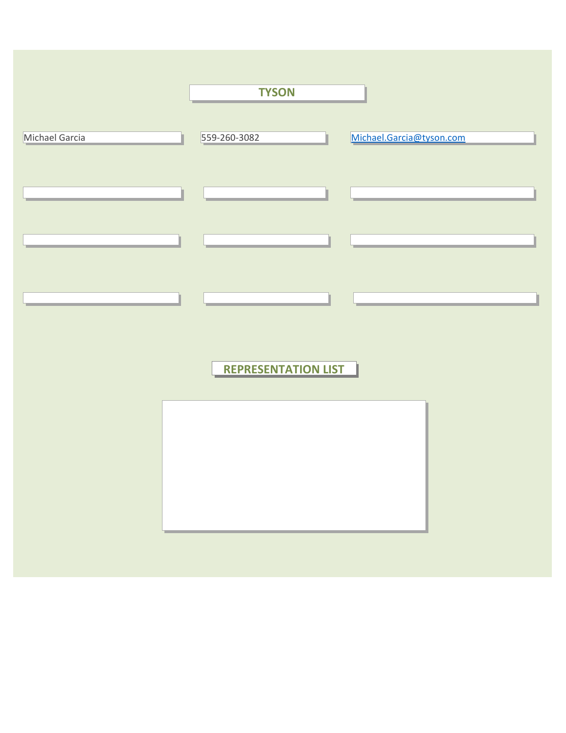## TYSON

| | | |
|---|---|---|
| Michael Garcia | 559-260-3082 | Michael.Garcia@tyson.com |
| | | |
| | | |
| | | |

## REPRESENTATION LIST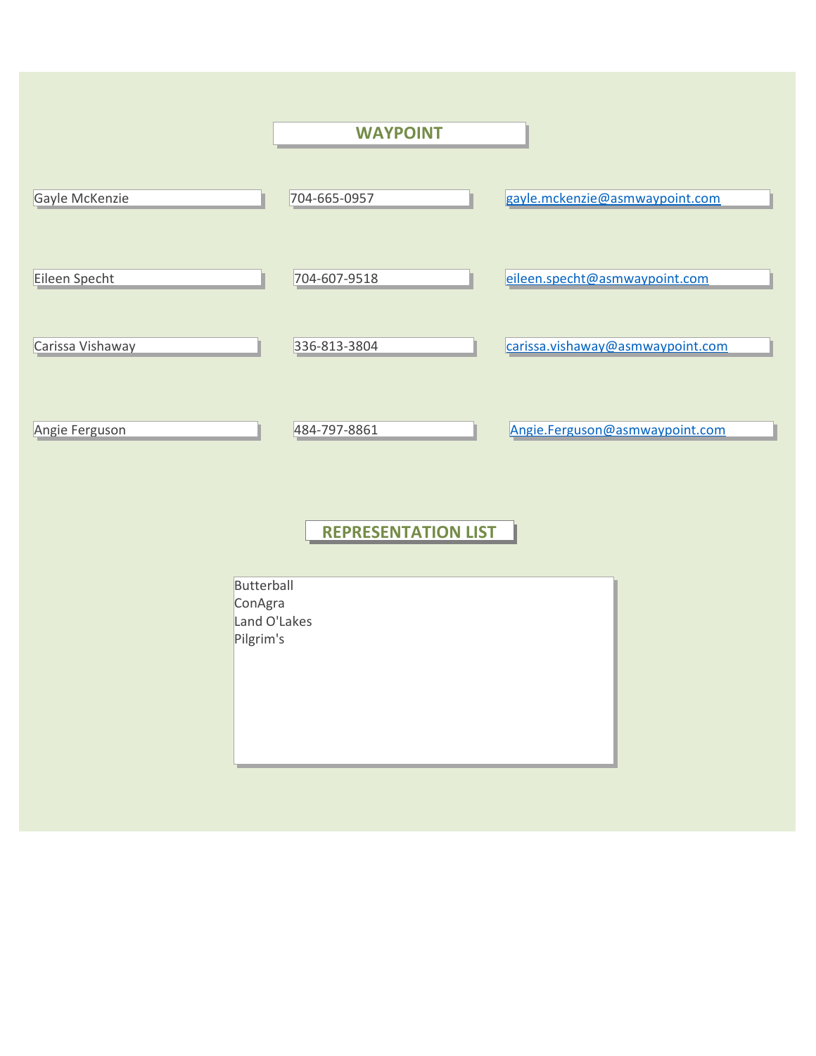## WAYPOINT

| | | |
|---|---|---|
| Gayle McKenzie | 704-665-0957 | gayle.mckenzie@asmwaypoint.com |
| Eileen Specht | 704-607-9518 | eileen.specht@asmwaypoint.com |
| Carissa Vishaway | 336-813-3804 | carissa.vishaway@asmwaypoint.com |
| Angie Ferguson | 484-797-8861 | Angie.Ferguson@asmwaypoint.com |

## REPRESENTATION LIST

Butterball
ConAgra
Land O'Lakes
Pilgrim's